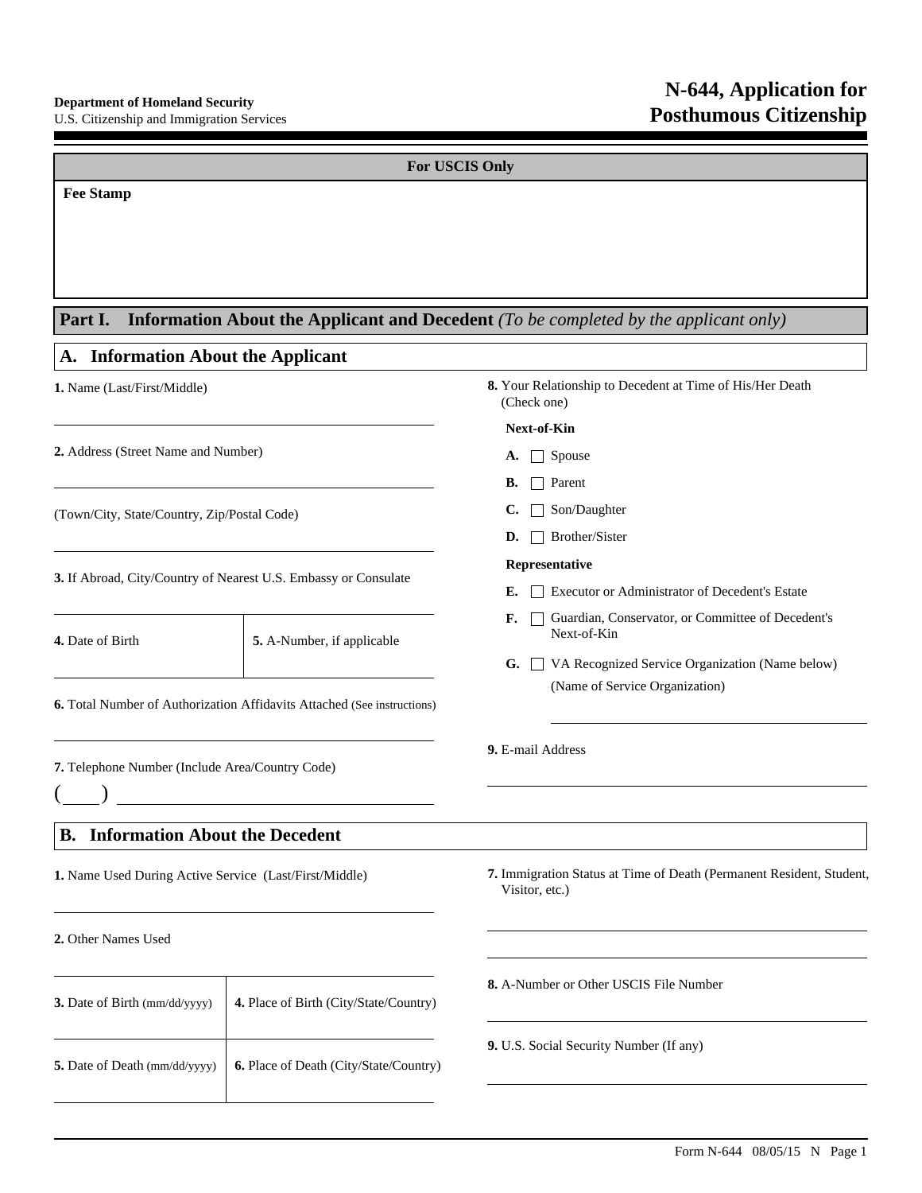**Department of Homeland Security**
U.S. Citizenship and Immigration Services

# N-644, Application for Posthumous Citizenship

**For USCIS Only**

**Fee Stamp**

## Part I. Information About the Applicant and Decedent *(To be completed by the applicant only)*

### A. Information About the Applicant

**1.** Name (Last/First/Middle)

**2.** Address (Street Name and Number)

(Town/City, State/Country, Zip/Postal Code)

**3.** If Abroad, City/Country of Nearest U.S. Embassy or Consulate

**4.** Date of Birth

**5.** A-Number, if applicable

**6.** Total Number of Authorization Affidavits Attached (See instructions)

**7.** Telephone Number (Include Area/Country Code)

( )

**8.** Your Relationship to Decedent at Time of His/Her Death (Check one)

**Next-of-Kin**

**A.** ☐ Spouse

**B.** ☐ Parent

**C.** ☐ Son/Daughter

**D.** ☐ Brother/Sister

**Representative**

**E.** ☐ Executor or Administrator of Decedent's Estate

**F.** ☐ Guardian, Conservator, or Committee of Decedent's Next-of-Kin

**G.** ☐ VA Recognized Service Organization (Name below)

(Name of Service Organization)

**9.** E-mail Address

### B. Information About the Decedent

**1.** Name Used During Active Service (Last/First/Middle)

**2.** Other Names Used

**3.** Date of Birth (mm/dd/yyyy)

**4.** Place of Birth (City/State/Country)

**5.** Date of Death (mm/dd/yyyy)

**6.** Place of Death (City/State/Country)

**7.** Immigration Status at Time of Death (Permanent Resident, Student, Visitor, etc.)

**8.** A-Number or Other USCIS File Number

**9.** U.S. Social Security Number (If any)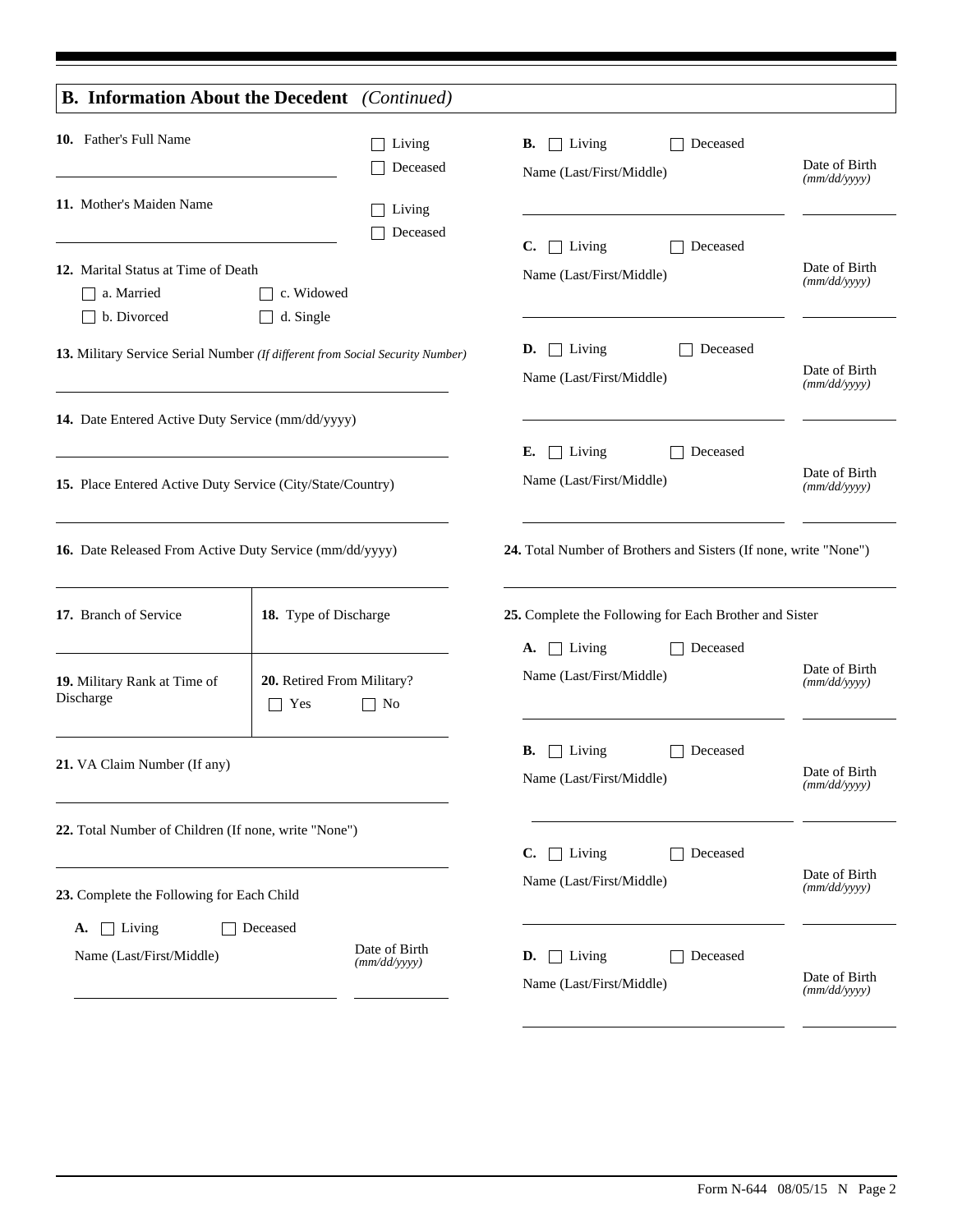## B. Information About the Decedent *(Continued)*

**10.** Father's Full Name

☐ Living
☐ Deceased

**11.** Mother's Maiden Name

☐ Living
☐ Deceased

**12.** Marital Status at Time of Death

☐ a. Married ☐ c. Widowed
☐ b. Divorced ☐ d. Single

**13.** Military Service Serial Number *(If different from Social Security Number)*

**14.** Date Entered Active Duty Service (mm/dd/yyyy)

**15.** Place Entered Active Duty Service (City/State/Country)

**16.** Date Released From Active Duty Service (mm/dd/yyyy)

**17.** Branch of Service

**18.** Type of Discharge

**19.** Military Rank at Time of Discharge

**20.** Retired From Military?
☐ Yes ☐ No

**21.** VA Claim Number (If any)

**22.** Total Number of Children (If none, write "None")

**23.** Complete the Following for Each Child

**A.** ☐ Living ☐ Deceased
Name (Last/First/Middle) Date of Birth *(mm/dd/yyyy)*

**B.** ☐ Living ☐ Deceased
Name (Last/First/Middle) Date of Birth *(mm/dd/yyyy)*

**C.** ☐ Living ☐ Deceased
Name (Last/First/Middle) Date of Birth *(mm/dd/yyyy)*

**D.** ☐ Living ☐ Deceased
Name (Last/First/Middle) Date of Birth *(mm/dd/yyyy)*

**E.** ☐ Living ☐ Deceased
Name (Last/First/Middle) Date of Birth *(mm/dd/yyyy)*

**24.** Total Number of Brothers and Sisters (If none, write "None")

**25.** Complete the Following for Each Brother and Sister

**A.** ☐ Living ☐ Deceased
Name (Last/First/Middle) Date of Birth *(mm/dd/yyyy)*

**B.** ☐ Living ☐ Deceased
Name (Last/First/Middle) Date of Birth *(mm/dd/yyyy)*

**C.** ☐ Living ☐ Deceased
Name (Last/First/Middle) Date of Birth *(mm/dd/yyyy)*

**D.** ☐ Living ☐ Deceased
Name (Last/First/Middle) Date of Birth *(mm/dd/yyyy)*

Form N-644 08/05/15 N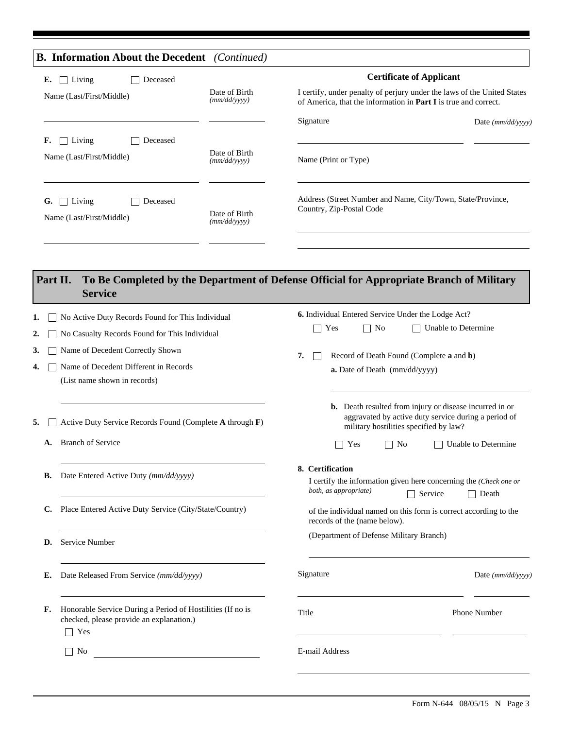## B. Information About the Decedent *(Continued)*

**E.** ☐ Living ☐ Deceased

Name (Last/First/Middle) ____________________ Date of Birth *(mm/dd/yyyy)* __________

**F.** ☐ Living ☐ Deceased

Name (Last/First/Middle) ____________________ Date of Birth *(mm/dd/yyyy)* __________

**G.** ☐ Living ☐ Deceased

Name (Last/First/Middle) ____________________ Date of Birth *(mm/dd/yyyy)* __________

### Certificate of Applicant

I certify, under penalty of perjury under the laws of the United States of America, that the information in **Part I** is true and correct.

Signature ____________________ Date *(mm/dd/yyyy)* __________

Name (Print or Type) ____________________

Address (Street Number and Name, City/Town, State/Province, Country, Zip-Postal Code

____________________

____________________

## Part II. To Be Completed by the Department of Defense Official for Appropriate Branch of Military Service

**1.** ☐ No Active Duty Records Found for This Individual

**2.** ☐ No Casualty Records Found for This Individual

**3.** ☐ Name of Decedent Correctly Shown

**4.** ☐ Name of Decedent Different in Records
(List name shown in records)

____________________

**5.** ☐ Active Duty Service Records Found (Complete **A** through **F**)

**A.** Branch of Service

____________________

**B.** Date Entered Active Duty *(mm/dd/yyyy)*

____________________

**C.** Place Entered Active Duty Service (City/State/Country)

____________________

**D.** Service Number

____________________

**E.** Date Released From Service *(mm/dd/yyyy)*

____________________

**F.** Honorable Service During a Period of Hostilities (If no is checked, please provide an explanation.)

☐ Yes

☐ No ____________________

**6.** Individual Entered Service Under the Lodge Act?

☐ Yes ☐ No ☐ Unable to Determine

**7.** ☐ Record of Death Found (Complete **a** and **b**)

**a.** Date of Death (mm/dd/yyyy)

____________________

**b.** Death resulted from injury or disease incurred in or aggravated by active duty service during a period of military hostilities specified by law?

☐ Yes ☐ No ☐ Unable to Determine

**8. Certification**

I certify the information given here concerning the *(Check one or both, as appropriate)* ☐ Service ☐ Death

of the individual named on this form is correct according to the records of the (name below).

(Department of Defense Military Branch)

____________________

Signature ____________________ Date *(mm/dd/yyyy)* __________

Title ____________________ Phone Number __________

E-mail Address

____________________

Form N-644 08/05/15 N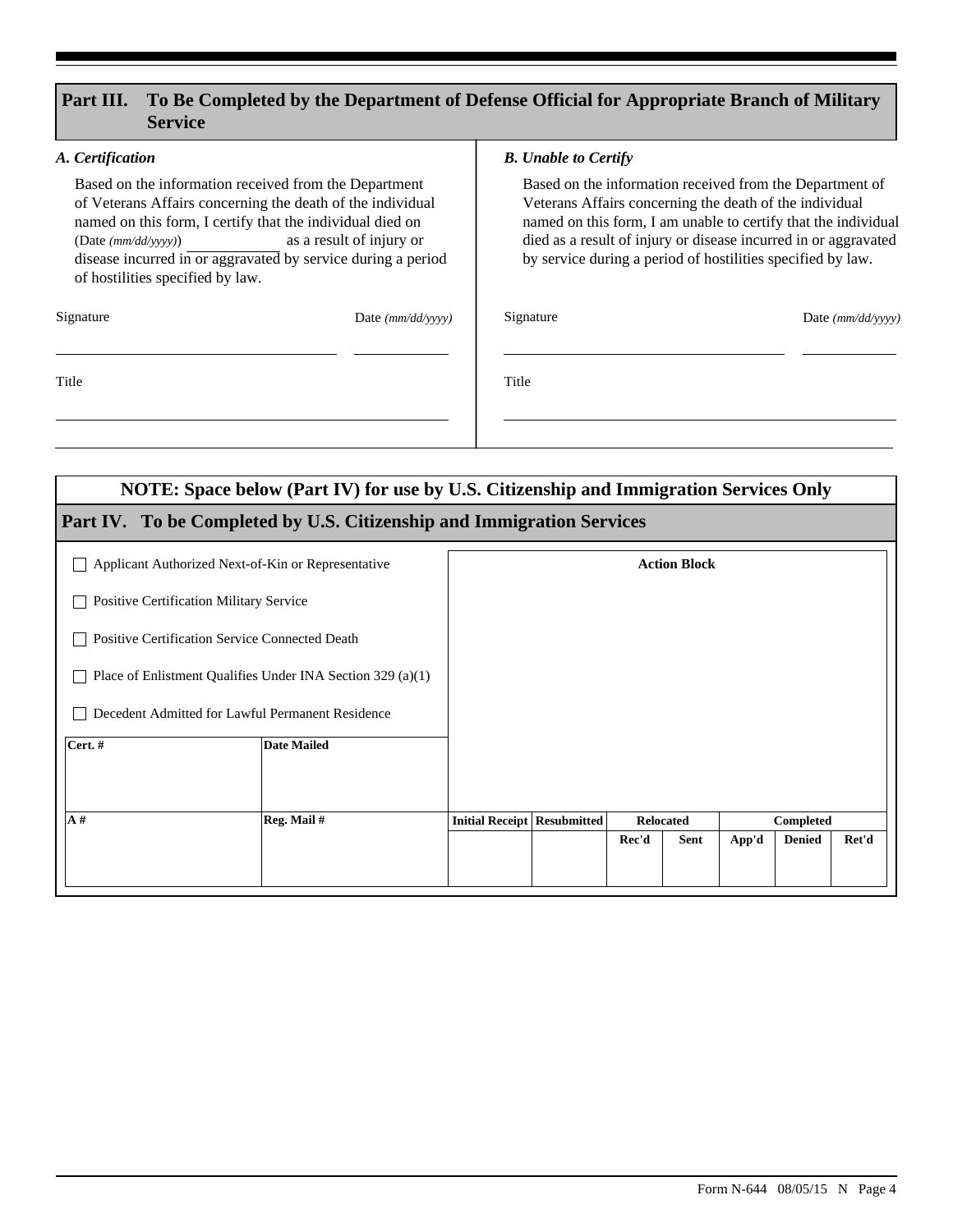## Part III. To Be Completed by the Department of Defense Official for Appropriate Branch of Military Service

### *A. Certification*

Based on the information received from the Department of Veterans Affairs concerning the death of the individual named on this form, I certify that the individual died on (Date *(mm/dd/yyyy)*) \_\_\_\_\_\_\_\_\_\_ as a result of injury or disease incurred in or aggravated by service during a period of hostilities specified by law.

Signature \_\_\_\_\_\_\_\_\_\_\_\_\_\_\_\_\_\_\_\_ Date *(mm/dd/yyyy)* \_\_\_\_\_\_\_\_\_\_

Title \_\_\_\_\_\_\_\_\_\_\_\_\_\_\_\_\_\_\_\_

### *B. Unable to Certify*

Based on the information received from the Department of Veterans Affairs concerning the death of the individual named on this form, I am unable to certify that the individual died as a result of injury or disease incurred in or aggravated by service during a period of hostilities specified by law.

Signature \_\_\_\_\_\_\_\_\_\_\_\_\_\_\_\_\_\_\_\_ Date *(mm/dd/yyyy)* \_\_\_\_\_\_\_\_\_\_

Title \_\_\_\_\_\_\_\_\_\_\_\_\_\_\_\_\_\_\_\_

**NOTE: Space below (Part IV) for use by U.S. Citizenship and Immigration Services Only**

## Part IV. To be Completed by U.S. Citizenship and Immigration Services

- ☐ Applicant Authorized Next-of-Kin or Representative
- ☐ Positive Certification Military Service
- ☐ Positive Certification Service Connected Death
- ☐ Place of Enlistment Qualifies Under INA Section 329 (a)(1)
- ☐ Decedent Admitted for Lawful Permanent Residence

**Action Block**

| **Cert. #** | **Date Mailed** |
|---|---|
| | |
| **A #** | **Reg. Mail #** |
| | |

| **Initial Receipt** | **Resubmitted** | **Relocated** | | **Completed** | | |
|---|---|---|---|---|---|---|
| | | **Rec'd** | **Sent** | **App'd** | **Denied** | **Ret'd** |
| | | | | | | |